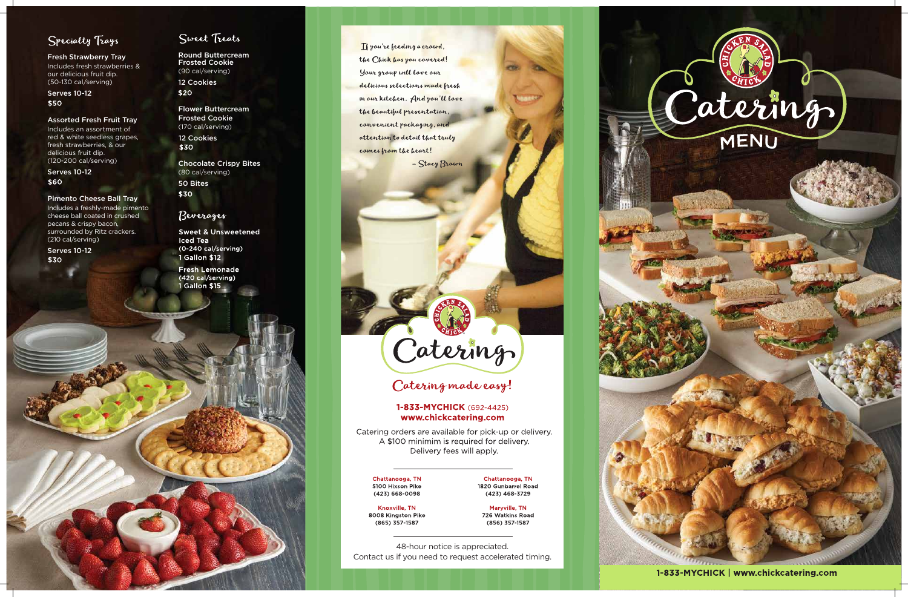## Specialty Trays

**Fresh Strawberry Tray**
Includes fresh strawberries & our delicious fruit dip.
(50-130 cal/serving)

Serves 10-12
$50

**Assorted Fresh Fruit Tray**
Includes an assortment of red & white seedless grapes, fresh strawberries, & our delicious fruit dip.
(120-200 cal/serving)

Serves 10-12
$60

**Pimento Cheese Ball Tray**
Includes a freshly-made pimento cheese ball coated in crushed pecans & crispy bacon, surrounded by Ritz crackers.
(210 cal/serving)

Serves 10-12
$30

## Sweet Treats

**Round Buttercream Frosted Cookie**
(90 cal/serving)

12 Cookies
$20

**Flower Buttercream Frosted Cookie**
(170 cal/serving)

12 Cookies
$30

**Chocolate Crispy Bites**
(80 cal/serving)

50 Bites
$30

## Beverages

**Sweet & Unsweetened Iced Tea**
(0-240 cal/serving)
1 Gallon $12

**Fresh Lemonade**
(420 cal/serving)
1 Gallon $15

*If you're feeding a crowd, the Chick has you covered! Your group will love our delicious selections made fresh in our kitchen. And you'll love the beautiful presentation, convenient packaging, and attention to detail that truly comes from the heart!*

*– Stacy Brown*

# Chicken Salad Chick Catering

## Catering made easy!

**1-833-MYCHICK** (692-4425)
**www.chickcatering.com**

Catering orders are available for pick-up or delivery. A $100 minimim is required for delivery. Delivery fees will apply.

**Chattanooga, TN**
5100 Hixson Pike
(423) 668-0098

**Chattanooga, TN**
1820 Gunbarrel Road
(423) 468-3729

**Knoxville, TN**
8008 Kingston Pike
(865) 357-1587

**Maryville, TN**
726 Watkins Road
(856) 357-1587

48-hour notice is appreciated.
Contact us if you need to request accelerated timing.

# Chicken Salad Chick Catering MENU

**1-833-MYCHICK | www.chickcatering.com**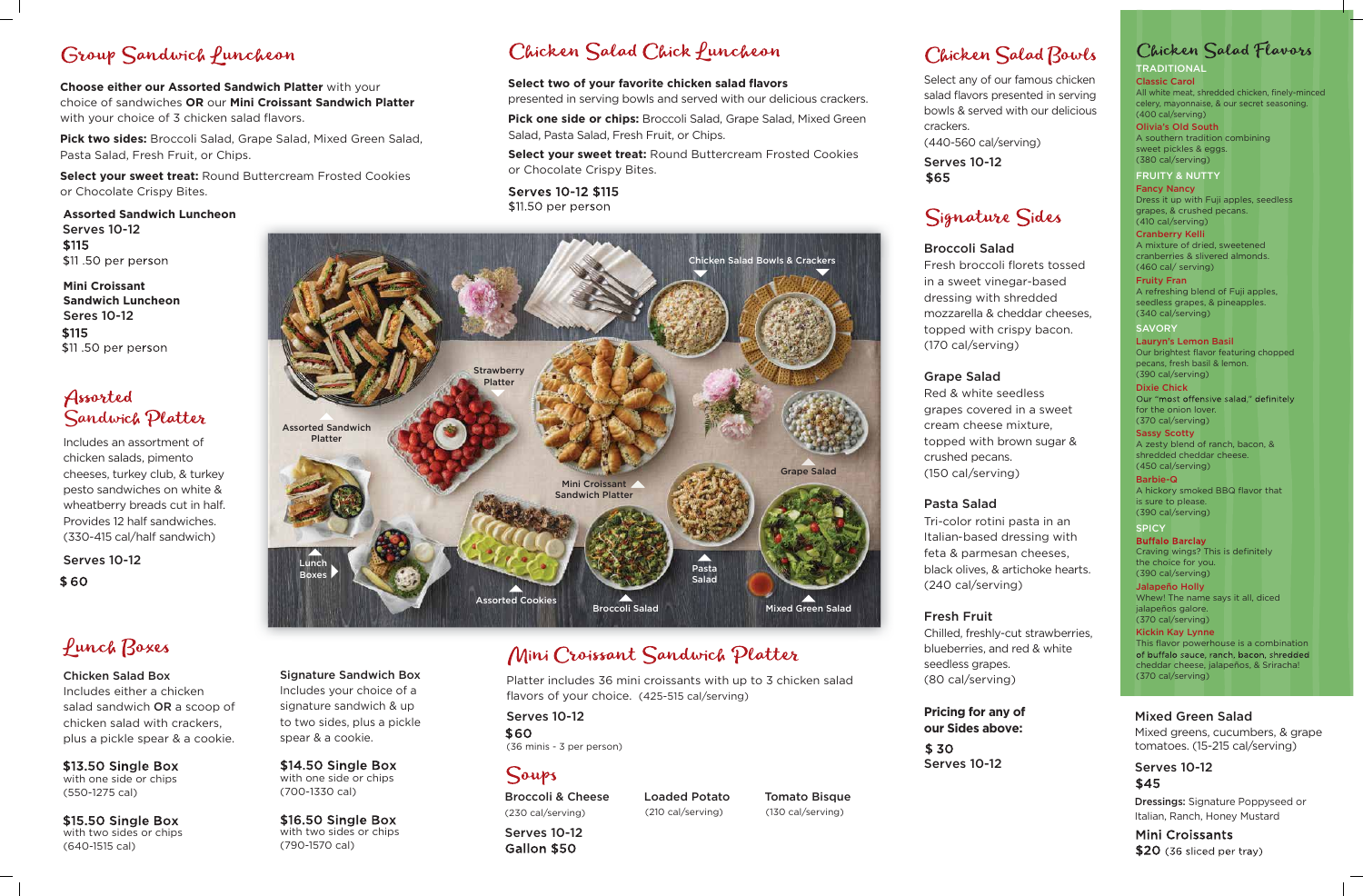## Group Sandwich Luncheon

**Choose either our Assorted Sandwich Platter** with your choice of sandwiches **OR** our **Mini Croissant Sandwich Platter** with your choice of 3 chicken salad flavors.

**Pick two sides:** Broccoli Salad, Grape Salad, Mixed Green Salad, Pasta Salad, Fresh Fruit, or Chips.

**Select your sweet treat:** Round Buttercream Frosted Cookies or Chocolate Crispy Bites.

**Assorted Sandwich Luncheon**
Serves 10-12
$115
$11 .50 per person

**Mini Croissant Sandwich Luncheon**
Seres 10-12
$115
$11 .50 per person

## Assorted Sandwich Platter

Includes an assortment of chicken salads, pimento cheeses, turkey club, & turkey pesto sandwiches on white & wheatberry breads cut in half. Provides 12 half sandwiches. (330-415 cal/half sandwich)

Serves 10-12
$ 60

## Lunch Boxes

**Chicken Salad Box**
Includes either a chicken salad sandwich **OR** a scoop of chicken salad with crackers, plus a pickle spear & a cookie.

**$13.50 Single Box**
with one side or chips
(550-1275 cal)

**$15.50 Single Box**
with two sides or chips
(640-1515 cal)

**Signature Sandwich Box**
Includes your choice of a signature sandwich & up to two sides, plus a pickle spear & a cookie.

**$14.50 Single Box**
with one side or chips
(700-1330 cal)

**$16.50 Single Box**
with two sides or chips
(790-1570 cal)

## Chicken Salad Chick Luncheon

**Select two of your favorite chicken salad flavors** presented in serving bowls and served with our delicious crackers.

**Pick one side or chips:** Broccoli Salad, Grape Salad, Mixed Green Salad, Pasta Salad, Fresh Fruit, or Chips.

**Select your sweet treat:** Round Buttercream Frosted Cookies or Chocolate Crispy Bites.

**Serves 10-12 $115**
$11.50 per person

Chicken Salad Bowls & Crackers
Strawberry Platter
Assorted Sandwich Platter
Mini Croissant Sandwich Platter
Grape Salad
Lunch Boxes
Pasta Salad
Assorted Cookies
Broccoli Salad
Mixed Green Salad

## Mini Croissant Sandwich Platter

Platter includes 36 mini croissants with up to 3 chicken salad flavors of your choice. (425-515 cal/serving)

Serves 10-12
$60
(36 minis - 3 per person)

## Soups

**Broccoli & Cheese**
(230 cal/serving)

**Loaded Potato**
(210 cal/serving)

**Tomato Bisque**
(130 cal/serving)

**Serves 10-12**
**Gallon $50**

## Chicken Salad Bowls

Select any of our famous chicken salad flavors presented in serving bowls & served with our delicious crackers.
(440-560 cal/serving)

**Serves 10-12**
**$65**

## Signature Sides

**Broccoli Salad**
Fresh broccoli florets tossed in a sweet vinegar-based dressing with shredded mozzarella & cheddar cheeses, topped with crispy bacon.
(170 cal/serving)

**Grape Salad**
Red & white seedless grapes covered in a sweet cream cheese mixture, topped with brown sugar & crushed pecans.
(150 cal/serving)

**Pasta Salad**
Tri-color rotini pasta in an Italian-based dressing with feta & parmesan cheeses, black olives, & artichoke hearts.
(240 cal/serving)

**Fresh Fruit**
Chilled, freshly-cut strawberries, blueberries, and red & white seedless grapes.
(80 cal/serving)

**Pricing for any of our Sides above:**
**$ 30**
**Serves 10-12**

## Chicken Salad Flavors

### TRADITIONAL

**Classic Carol**
All white meat, shredded chicken, finely-minced celery, mayonnaise, & our secret seasoning.
(400 cal/serving)

**Olivia's Old South**
A southern tradition combining sweet pickles & eggs.
(380 cal/serving)

### FRUITY & NUTTY

**Fancy Nancy**
Dress it up with Fuji apples, seedless grapes, & crushed pecans.
(410 cal/serving)

**Cranberry Kelli**
A mixture of dried, sweetened cranberries & slivered almonds.
(460 cal/ serving)

**Fruity Fran**
A refreshing blend of Fuji apples, seedless grapes, & pineapples.
(340 cal/serving)

### SAVORY

**Lauryn's Lemon Basil**
Our brightest flavor featuring chopped pecans, fresh basil & lemon.
(390 cal/serving)

**Dixie Chick**
Our "most offensive salad," definitely for the onion lover.
(370 cal/serving)

**Sassy Scotty**
A zesty blend of ranch, bacon, & shredded cheddar cheese.
(450 cal/serving)

**Barbie-Q**
A hickory smoked BBQ flavor that is sure to please.
(390 cal/serving)

### SPICY

**Buffalo Barclay**
Craving wings? This is definitely the choice for you.
(390 cal/serving)

**Jalapeño Holly**
Whew! The name says it all, diced jalapeños galore.
(370 cal/serving)

**Kickin Kay Lynne**
This flavor powerhouse is a combination of buffalo sauce, ranch, bacon, shredded cheddar cheese, jalapeños, & Sriracha!
(370 cal/serving)

**Mixed Green Salad**
Mixed greens, cucumbers, & grape tomatoes. (15-215 cal/serving)

**Serves 10-12**
**$45**

**Dressings:** Signature Poppyseed or Italian, Ranch, Honey Mustard

**Mini Croissants**
**$20** (36 sliced per tray)